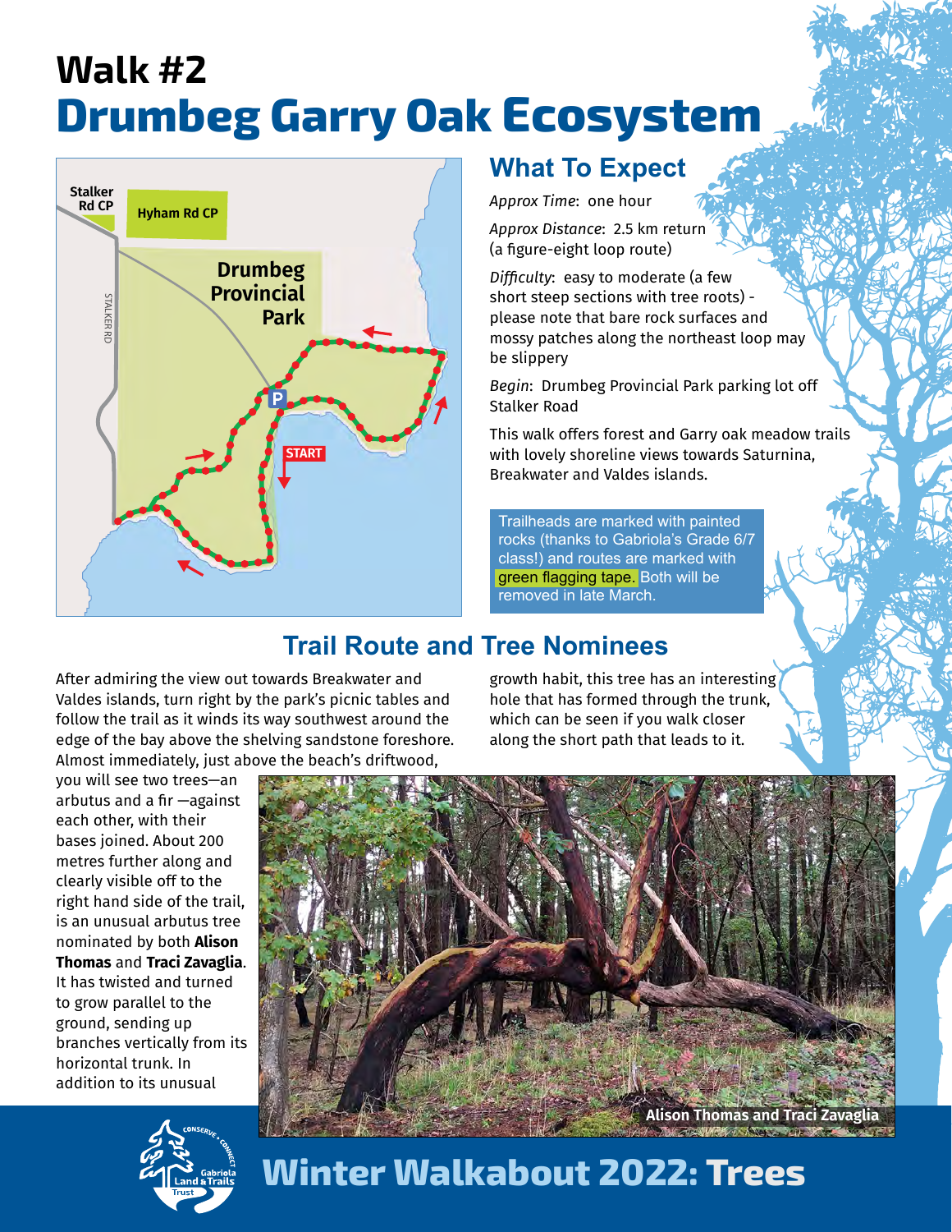# Walk #2
# Drumbeg Garry Oak Ecosystem

## What To Expect

*Approx Time*: one hour

*Approx Distance*: 2.5 km return (a figure-eight loop route)

*Difficulty*: easy to moderate (a few short steep sections with tree roots) - please note that bare rock surfaces and mossy patches along the northeast loop may be slippery

*Begin*: Drumbeg Provincial Park parking lot off Stalker Road

This walk offers forest and Garry oak meadow trails with lovely shoreline views towards Saturnina, Breakwater and Valdes islands.

Trailheads are marked with painted rocks (thanks to Gabriola's Grade 6/7 class!) and routes are marked with green flagging tape. Both will be removed in late March.

## Trail Route and Tree Nominees

After admiring the view out towards Breakwater and Valdes islands, turn right by the park's picnic tables and follow the trail as it winds its way southwest around the edge of the bay above the shelving sandstone foreshore. Almost immediately, just above the beach's driftwood, you will see two trees—an arbutus and a fir —against each other, with their bases joined. About 200 metres further along and clearly visible off to the right hand side of the trail, is an unusual arbutus tree nominated by both **Alison Thomas** and **Traci Zavaglia**. It has twisted and turned to grow parallel to the ground, sending up branches vertically from its horizontal trunk. In addition to its unusual growth habit, this tree has an interesting hole that has formed through the trunk, which can be seen if you walk closer along the short path that leads to it.

Alison Thomas and Traci Zavaglia

**Winter Walkabout 2022: Trees**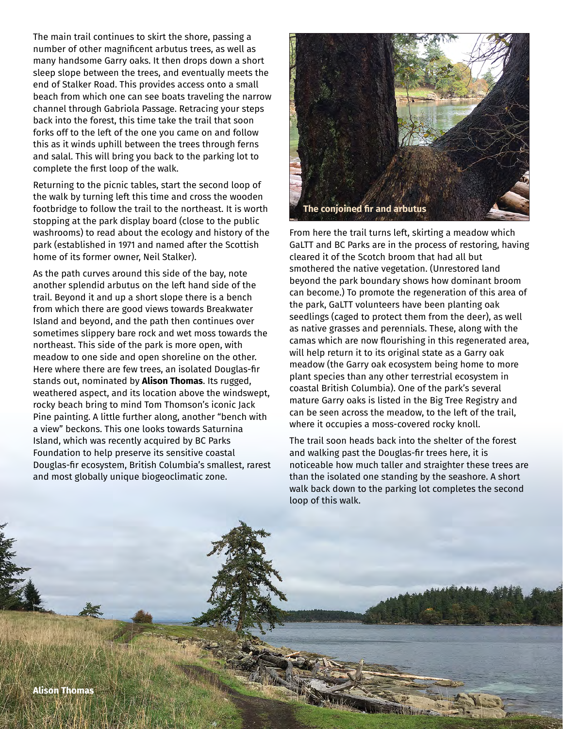The main trail continues to skirt the shore, passing a number of other magnificent arbutus trees, as well as many handsome Garry oaks. It then drops down a short sleep slope between the trees, and eventually meets the end of Stalker Road. This provides access onto a small beach from which one can see boats traveling the narrow channel through Gabriola Passage. Retracing your steps back into the forest, this time take the trail that soon forks off to the left of the one you came on and follow this as it winds uphill between the trees through ferns and salal. This will bring you back to the parking lot to complete the first loop of the walk.

Returning to the picnic tables, start the second loop of the walk by turning left this time and cross the wooden footbridge to follow the trail to the northeast. It is worth stopping at the park display board (close to the public washrooms) to read about the ecology and history of the park (established in 1971 and named after the Scottish home of its former owner, Neil Stalker).

As the path curves around this side of the bay, note another splendid arbutus on the left hand side of the trail. Beyond it and up a short slope there is a bench from which there are good views towards Breakwater Island and beyond, and the path then continues over sometimes slippery bare rock and wet moss towards the northeast. This side of the park is more open, with meadow to one side and open shoreline on the other. Here where there are few trees, an isolated Douglas-fir stands out, nominated by **Alison Thomas**. Its rugged, weathered aspect, and its location above the windswept, rocky beach bring to mind Tom Thomson's iconic Jack Pine painting. A little further along, another "bench with a view" beckons. This one looks towards Saturnina Island, which was recently acquired by BC Parks Foundation to help preserve its sensitive coastal Douglas-fir ecosystem, British Columbia's smallest, rarest and most globally unique biogeoclimatic zone.

**The conjoined fir and arbutus**

From here the trail turns left, skirting a meadow which GaLTT and BC Parks are in the process of restoring, having cleared it of the Scotch broom that had all but smothered the native vegetation. (Unrestored land beyond the park boundary shows how dominant broom can become.) To promote the regeneration of this area of the park, GaLTT volunteers have been planting oak seedlings (caged to protect them from the deer), as well as native grasses and perennials. These, along with the camas which are now flourishing in this regenerated area, will help return it to its original state as a Garry oak meadow (the Garry oak ecosystem being home to more plant species than any other terrestrial ecosystem in coastal British Columbia). One of the park's several mature Garry oaks is listed in the Big Tree Registry and can be seen across the meadow, to the left of the trail, where it occupies a moss-covered rocky knoll.

The trail soon heads back into the shelter of the forest and walking past the Douglas-fir trees here, it is noticeable how much taller and straighter these trees are than the isolated one standing by the seashore. A short walk back down to the parking lot completes the second loop of this walk.

**Alison Thomas**